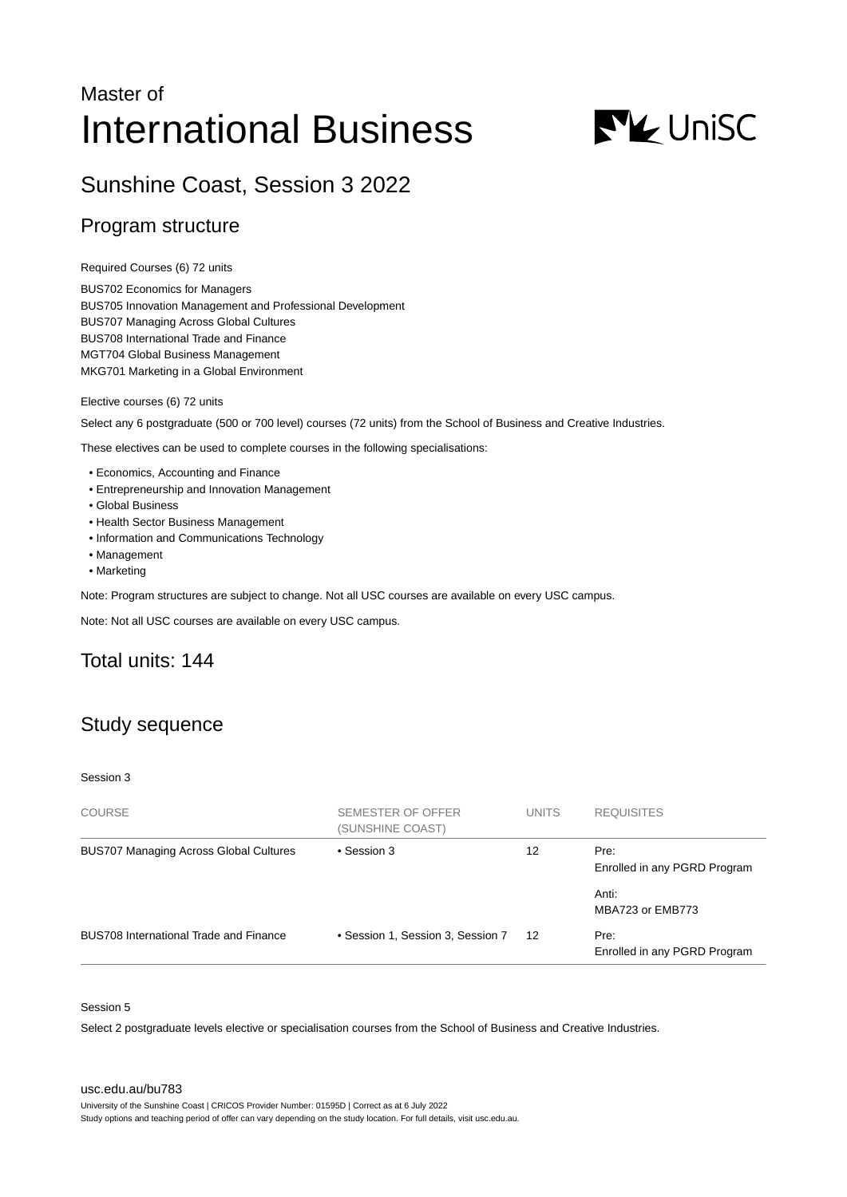Master of

# International Business

## Sunshine Coast, Session 3 2022

## Program structure

Required Courses (6) 72 units

BUS702 Economics for Managers
BUS705 Innovation Management and Professional Development
BUS707 Managing Across Global Cultures
BUS708 International Trade and Finance
MGT704 Global Business Management
MKG701 Marketing in a Global Environment

Elective courses (6) 72 units

Select any 6 postgraduate (500 or 700 level) courses (72 units) from the School of Business and Creative Industries.

These electives can be used to complete courses in the following specialisations:

- Economics, Accounting and Finance
- Entrepreneurship and Innovation Management
- Global Business
- Health Sector Business Management
- Information and Communications Technology
- Management
- Marketing

Note: Program structures are subject to change. Not all USC courses are available on every USC campus.

Note: Not all USC courses are available on every USC campus.

## Total units: 144

## Study sequence

Session 3

| COURSE | SEMESTER OF OFFER (SUNSHINE COAST) | UNITS | REQUISITES |
|---|---|---|---|
| BUS707 Managing Across Global Cultures | • Session 3 | 12 | Pre: Enrolled in any PGRD Program<br>Anti: MBA723 or EMB773 |
| BUS708 International Trade and Finance | • Session 1, Session 3, Session 7 | 12 | Pre: Enrolled in any PGRD Program |

Session 5

Select 2 postgraduate levels elective or specialisation courses from the School of Business and Creative Industries.

usc.edu.au/bu783

University of the Sunshine Coast | CRICOS Provider Number: 01595D | Correct as at 6 July 2022
Study options and teaching period of offer can vary depending on the study location. For full details, visit usc.edu.au.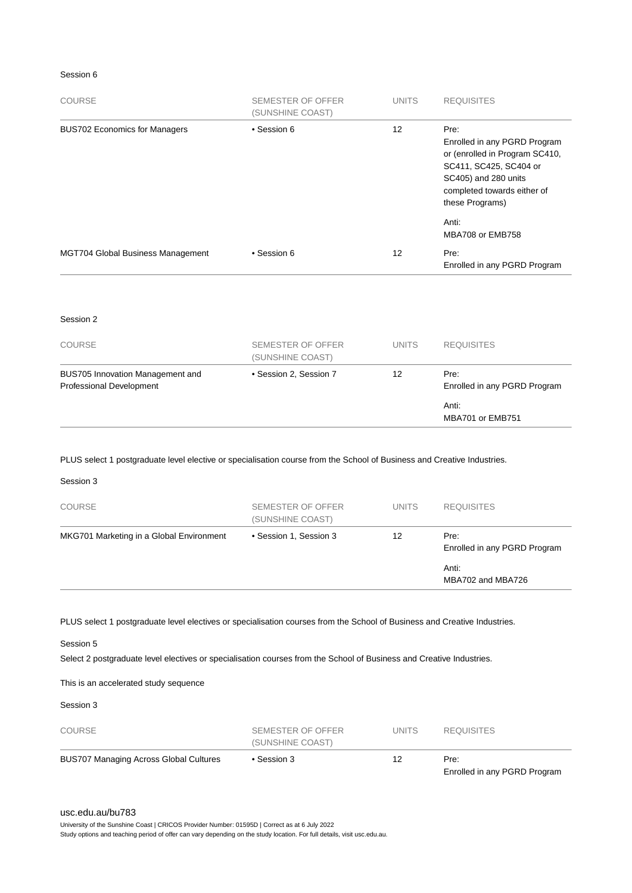Session 6

| COURSE | SEMESTER OF OFFER (SUNSHINE COAST) | UNITS | REQUISITES |
|---|---|---|---|
| BUS702 Economics for Managers | • Session 6 | 12 | Pre: Enrolled in any PGRD Program or (enrolled in Program SC410, SC411, SC425, SC404 or SC405) and 280 units completed towards either of these Programs)<br><br>Anti: MBA708 or EMB758 |
| MGT704 Global Business Management | • Session 6 | 12 | Pre: Enrolled in any PGRD Program |

Session 2

| COURSE | SEMESTER OF OFFER (SUNSHINE COAST) | UNITS | REQUISITES |
|---|---|---|---|
| BUS705 Innovation Management and Professional Development | • Session 2, Session 7 | 12 | Pre: Enrolled in any PGRD Program<br><br>Anti: MBA701 or EMB751 |

PLUS select 1 postgraduate level elective or specialisation course from the School of Business and Creative Industries.

Session 3

| COURSE | SEMESTER OF OFFER (SUNSHINE COAST) | UNITS | REQUISITES |
|---|---|---|---|
| MKG701 Marketing in a Global Environment | • Session 1, Session 3 | 12 | Pre: Enrolled in any PGRD Program<br><br>Anti: MBA702 and MBA726 |

PLUS select 1 postgraduate level electives or specialisation courses from the School of Business and Creative Industries.

Session 5

Select 2 postgraduate level electives or specialisation courses from the School of Business and Creative Industries.

This is an accelerated study sequence

Session 3

| COURSE | SEMESTER OF OFFER (SUNSHINE COAST) | UNITS | REQUISITES |
|---|---|---|---|
| BUS707 Managing Across Global Cultures | • Session 3 | 12 | Pre: Enrolled in any PGRD Program |

usc.edu.au/bu783

University of the Sunshine Coast | CRICOS Provider Number: 01595D | Correct as at 6 July 2022
Study options and teaching period of offer can vary depending on the study location. For full details, visit usc.edu.au.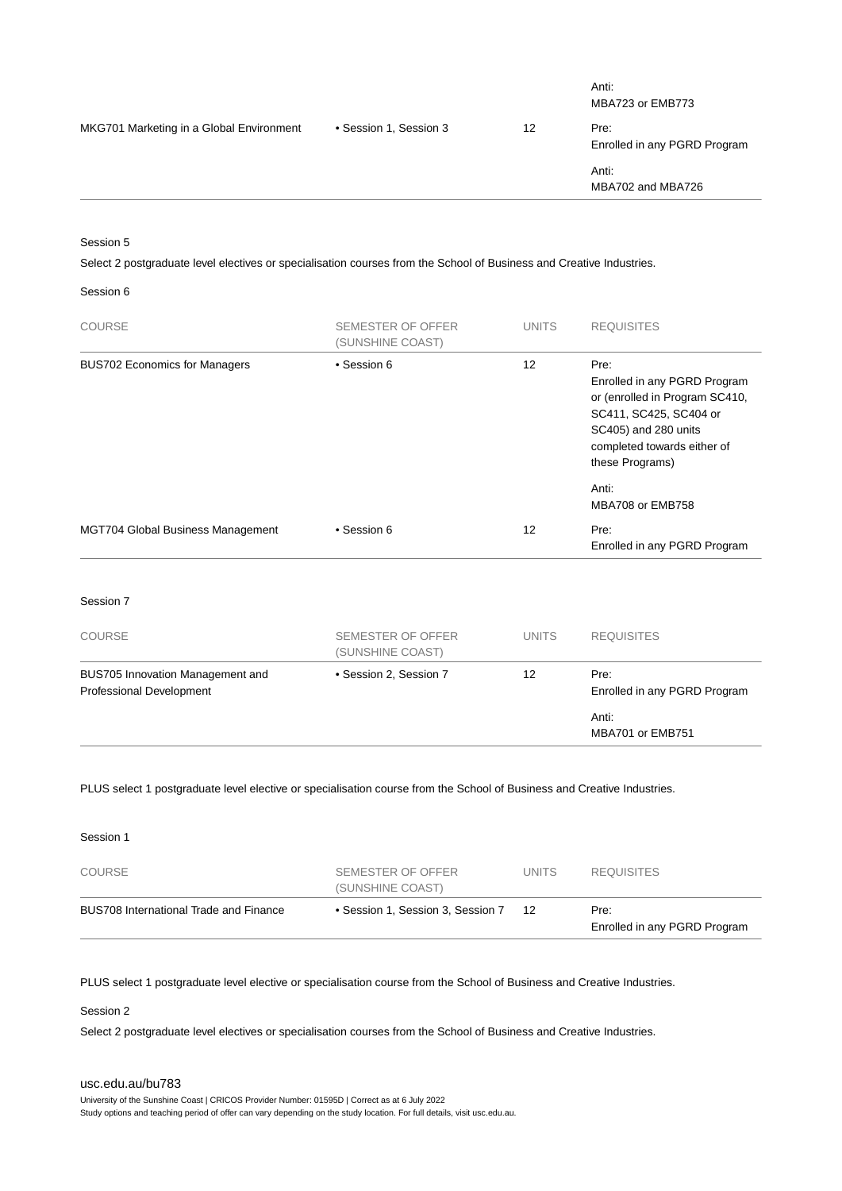| COURSE | SEMESTER OF OFFER (SUNSHINE COAST) | UNITS | REQUISITES |
|---|---|---|---|
| | | | Anti: MBA723 or EMB773 |
| MKG701 Marketing in a Global Environment | • Session 1, Session 3 | 12 | Pre: Enrolled in any PGRD Program<br><br>Anti: MBA702 and MBA726 |

Session 5

Select 2 postgraduate level electives or specialisation courses from the School of Business and Creative Industries.

Session 6

| COURSE | SEMESTER OF OFFER (SUNSHINE COAST) | UNITS | REQUISITES |
|---|---|---|---|
| BUS702 Economics for Managers | • Session 6 | 12 | Pre: Enrolled in any PGRD Program or (enrolled in Program SC410, SC411, SC425, SC404 or SC405) and 280 units completed towards either of these Programs)<br><br>Anti: MBA708 or EMB758 |
| MGT704 Global Business Management | • Session 6 | 12 | Pre: Enrolled in any PGRD Program |

Session 7

| COURSE | SEMESTER OF OFFER (SUNSHINE COAST) | UNITS | REQUISITES |
|---|---|---|---|
| BUS705 Innovation Management and Professional Development | • Session 2, Session 7 | 12 | Pre: Enrolled in any PGRD Program<br><br>Anti: MBA701 or EMB751 |

PLUS select 1 postgraduate level elective or specialisation course from the School of Business and Creative Industries.

Session 1

| COURSE | SEMESTER OF OFFER (SUNSHINE COAST) | UNITS | REQUISITES |
|---|---|---|---|
| BUS708 International Trade and Finance | • Session 1, Session 3, Session 7 | 12 | Pre: Enrolled in any PGRD Program |

PLUS select 1 postgraduate level elective or specialisation course from the School of Business and Creative Industries.

Session 2

Select 2 postgraduate level electives or specialisation courses from the School of Business and Creative Industries.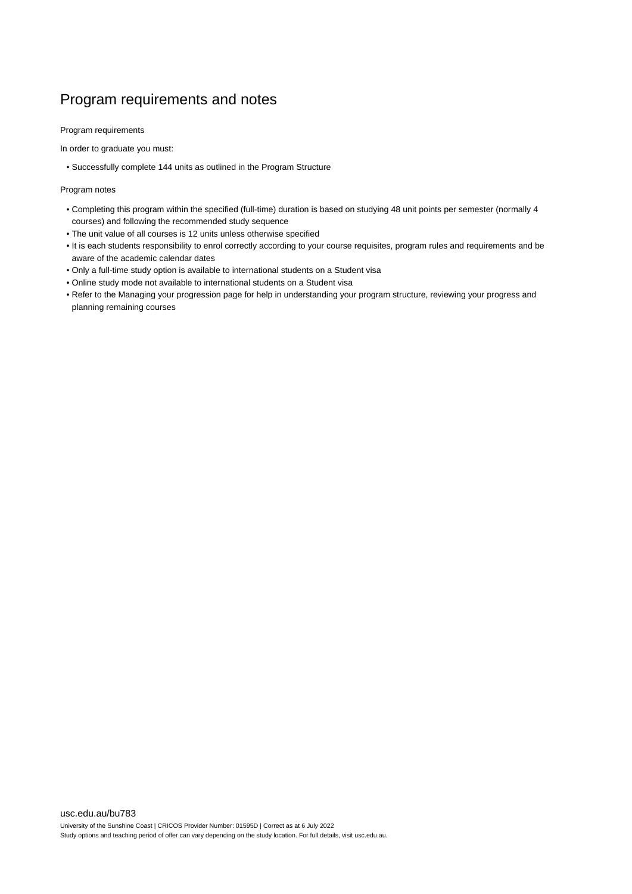# Program requirements and notes

Program requirements

In order to graduate you must:

- Successfully complete 144 units as outlined in the Program Structure

Program notes

- Completing this program within the specified (full-time) duration is based on studying 48 unit points per semester (normally 4 courses) and following the recommended study sequence
- The unit value of all courses is 12 units unless otherwise specified
- It is each students responsibility to enrol correctly according to your course requisites, program rules and requirements and be aware of the academic calendar dates
- Only a full-time study option is available to international students on a Student visa
- Online study mode not available to international students on a Student visa
- Refer to the Managing your progression page for help in understanding your program structure, reviewing your progress and planning remaining courses